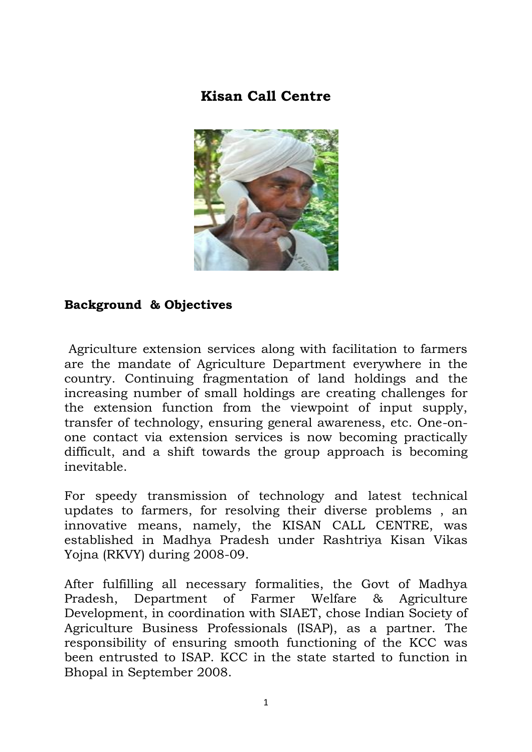# Kisan Call Centre

## Background & Objectives

Agriculture extension services along with facilitation to farmers are the mandate of Agriculture Department everywhere in the country. Continuing fragmentation of land holdings and the increasing number of small holdings are creating challenges for the extension function from the viewpoint of input supply, transfer of technology, ensuring general awareness, etc. One-on-one contact via extension services is now becoming practically difficult, and a shift towards the group approach is becoming inevitable.

For speedy transmission of technology and latest technical updates to farmers, for resolving their diverse problems , an innovative means, namely, the KISAN CALL CENTRE, was established in Madhya Pradesh under Rashtriya Kisan Vikas Yojna (RKVY) during 2008-09.

After fulfilling all necessary formalities, the Govt of Madhya Pradesh, Department of Farmer Welfare & Agriculture Development, in coordination with SIAET, chose Indian Society of Agriculture Business Professionals (ISAP), as a partner. The responsibility of ensuring smooth functioning of the KCC was been entrusted to ISAP. KCC in the state started to function in Bhopal in September 2008.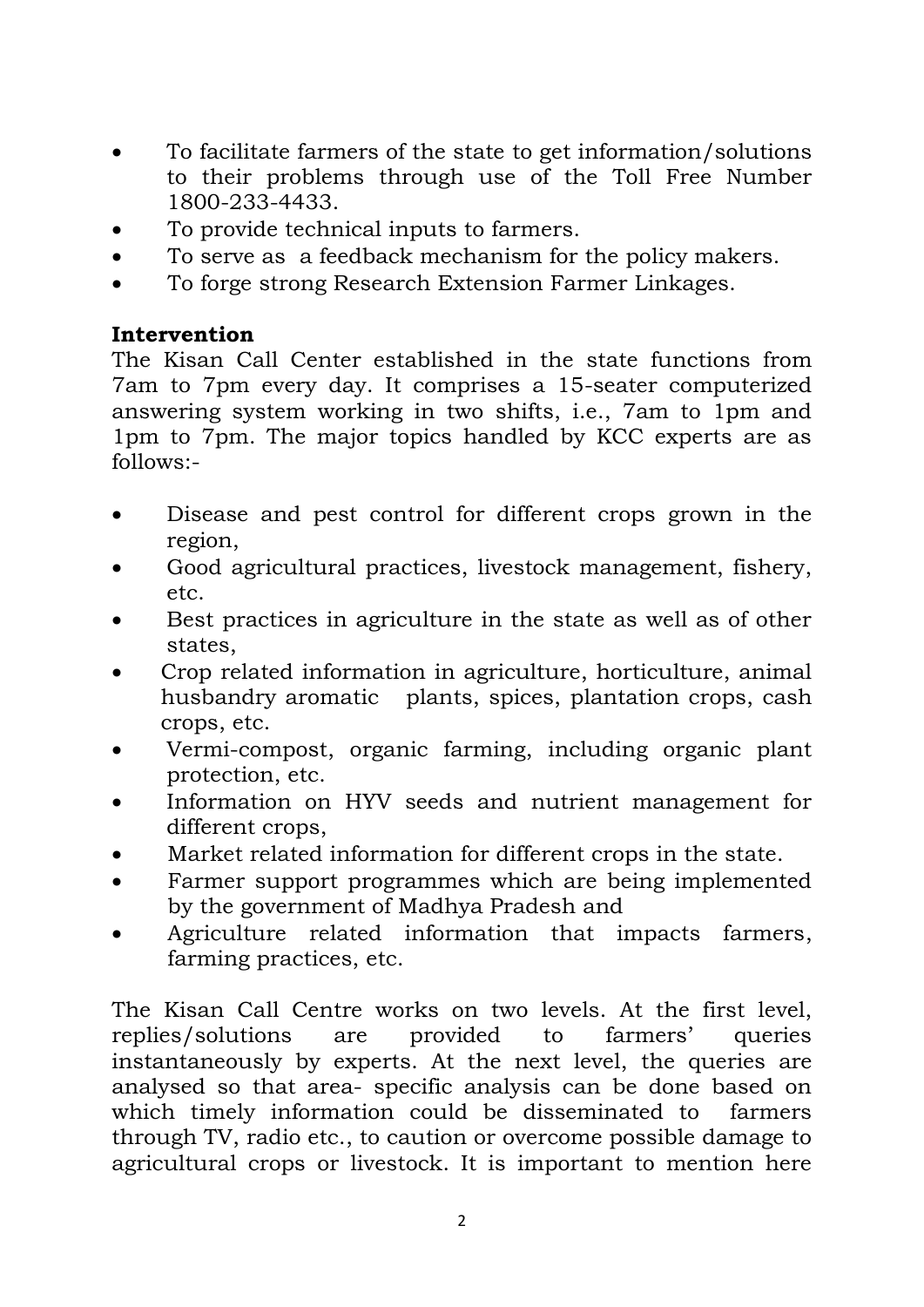- To facilitate farmers of the state to get information/solutions to their problems through use of the Toll Free Number 1800-233-4433.
- To provide technical inputs to farmers.
- To serve as a feedback mechanism for the policy makers.
- To forge strong Research Extension Farmer Linkages.

**Intervention**

The Kisan Call Center established in the state functions from 7am to 7pm every day. It comprises a 15-seater computerized answering system working in two shifts, i.e., 7am to 1pm and 1pm to 7pm. The major topics handled by KCC experts are as follows:-

- Disease and pest control for different crops grown in the region,
- Good agricultural practices, livestock management, fishery, etc.
- Best practices in agriculture in the state as well as of other states,
- Crop related information in agriculture, horticulture, animal husbandry aromatic plants, spices, plantation crops, cash crops, etc.
- Vermi-compost, organic farming, including organic plant protection, etc.
- Information on HYV seeds and nutrient management for different crops,
- Market related information for different crops in the state.
- Farmer support programmes which are being implemented by the government of Madhya Pradesh and
- Agriculture related information that impacts farmers, farming practices, etc.

The Kisan Call Centre works on two levels. At the first level, replies/solutions are provided to farmers' queries instantaneously by experts. At the next level, the queries are analysed so that area- specific analysis can be done based on which timely information could be disseminated to farmers through TV, radio etc., to caution or overcome possible damage to agricultural crops or livestock. It is important to mention here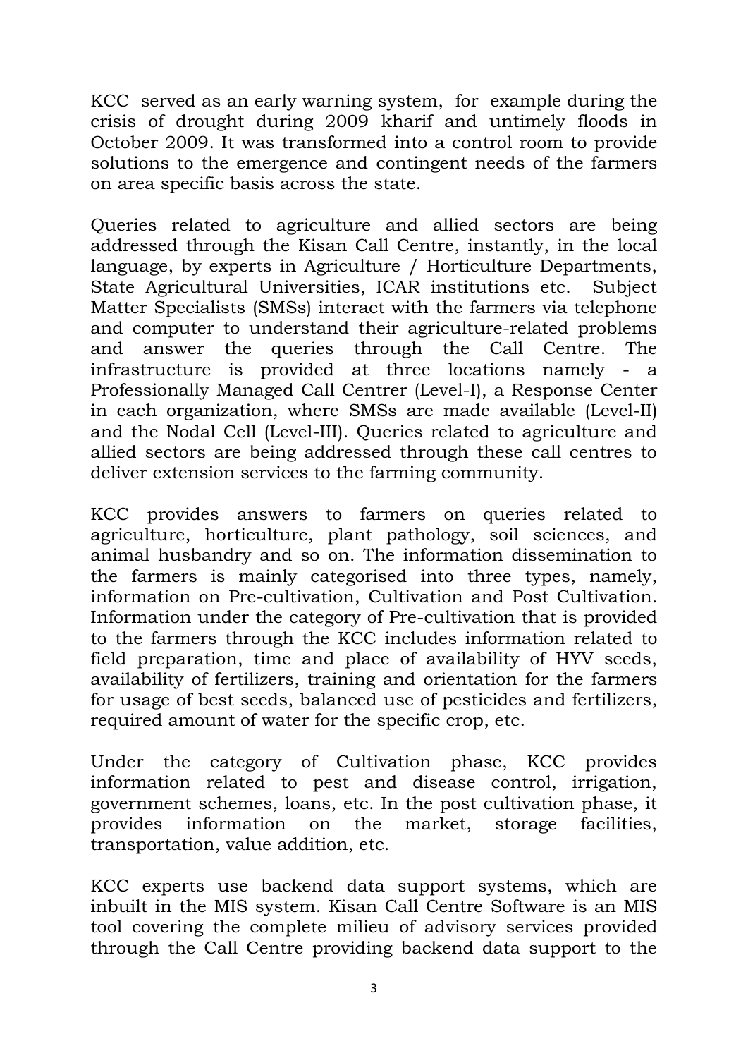KCC served as an early warning system, for example during the crisis of drought during 2009 kharif and untimely floods in October 2009. It was transformed into a control room to provide solutions to the emergence and contingent needs of the farmers on area specific basis across the state.

Queries related to agriculture and allied sectors are being addressed through the Kisan Call Centre, instantly, in the local language, by experts in Agriculture / Horticulture Departments, State Agricultural Universities, ICAR institutions etc. Subject Matter Specialists (SMSs) interact with the farmers via telephone and computer to understand their agriculture-related problems and answer the queries through the Call Centre. The infrastructure is provided at three locations namely - a Professionally Managed Call Centrer (Level-I), a Response Center in each organization, where SMSs are made available (Level-II) and the Nodal Cell (Level-III). Queries related to agriculture and allied sectors are being addressed through these call centres to deliver extension services to the farming community.

KCC provides answers to farmers on queries related to agriculture, horticulture, plant pathology, soil sciences, and animal husbandry and so on. The information dissemination to the farmers is mainly categorised into three types, namely, information on Pre-cultivation, Cultivation and Post Cultivation. Information under the category of Pre-cultivation that is provided to the farmers through the KCC includes information related to field preparation, time and place of availability of HYV seeds, availability of fertilizers, training and orientation for the farmers for usage of best seeds, balanced use of pesticides and fertilizers, required amount of water for the specific crop, etc.

Under the category of Cultivation phase, KCC provides information related to pest and disease control, irrigation, government schemes, loans, etc. In the post cultivation phase, it provides information on the market, storage facilities, transportation, value addition, etc.

KCC experts use backend data support systems, which are inbuilt in the MIS system. Kisan Call Centre Software is an MIS tool covering the complete milieu of advisory services provided through the Call Centre providing backend data support to the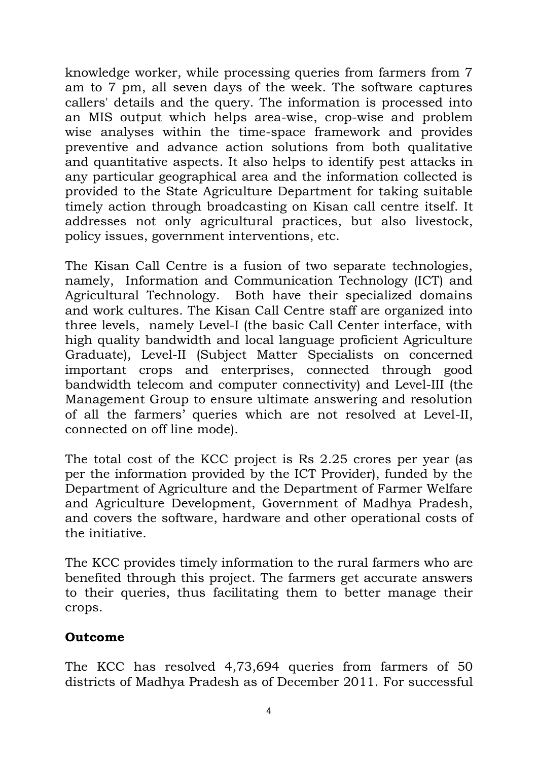knowledge worker, while processing queries from farmers from 7 am to 7 pm, all seven days of the week. The software captures callers' details and the query. The information is processed into an MIS output which helps area-wise, crop-wise and problem wise analyses within the time-space framework and provides preventive and advance action solutions from both qualitative and quantitative aspects. It also helps to identify pest attacks in any particular geographical area and the information collected is provided to the State Agriculture Department for taking suitable timely action through broadcasting on Kisan call centre itself. It addresses not only agricultural practices, but also livestock, policy issues, government interventions, etc.

The Kisan Call Centre is a fusion of two separate technologies, namely, Information and Communication Technology (ICT) and Agricultural Technology. Both have their specialized domains and work cultures. The Kisan Call Centre staff are organized into three levels, namely Level-I (the basic Call Center interface, with high quality bandwidth and local language proficient Agriculture Graduate), Level-II (Subject Matter Specialists on concerned important crops and enterprises, connected through good bandwidth telecom and computer connectivity) and Level-III (the Management Group to ensure ultimate answering and resolution of all the farmers' queries which are not resolved at Level-II, connected on off line mode).

The total cost of the KCC project is Rs 2.25 crores per year (as per the information provided by the ICT Provider), funded by the Department of Agriculture and the Department of Farmer Welfare and Agriculture Development, Government of Madhya Pradesh, and covers the software, hardware and other operational costs of the initiative.

The KCC provides timely information to the rural farmers who are benefited through this project. The farmers get accurate answers to their queries, thus facilitating them to better manage their crops.

**Outcome**

The KCC has resolved 4,73,694 queries from farmers of 50 districts of Madhya Pradesh as of December 2011. For successful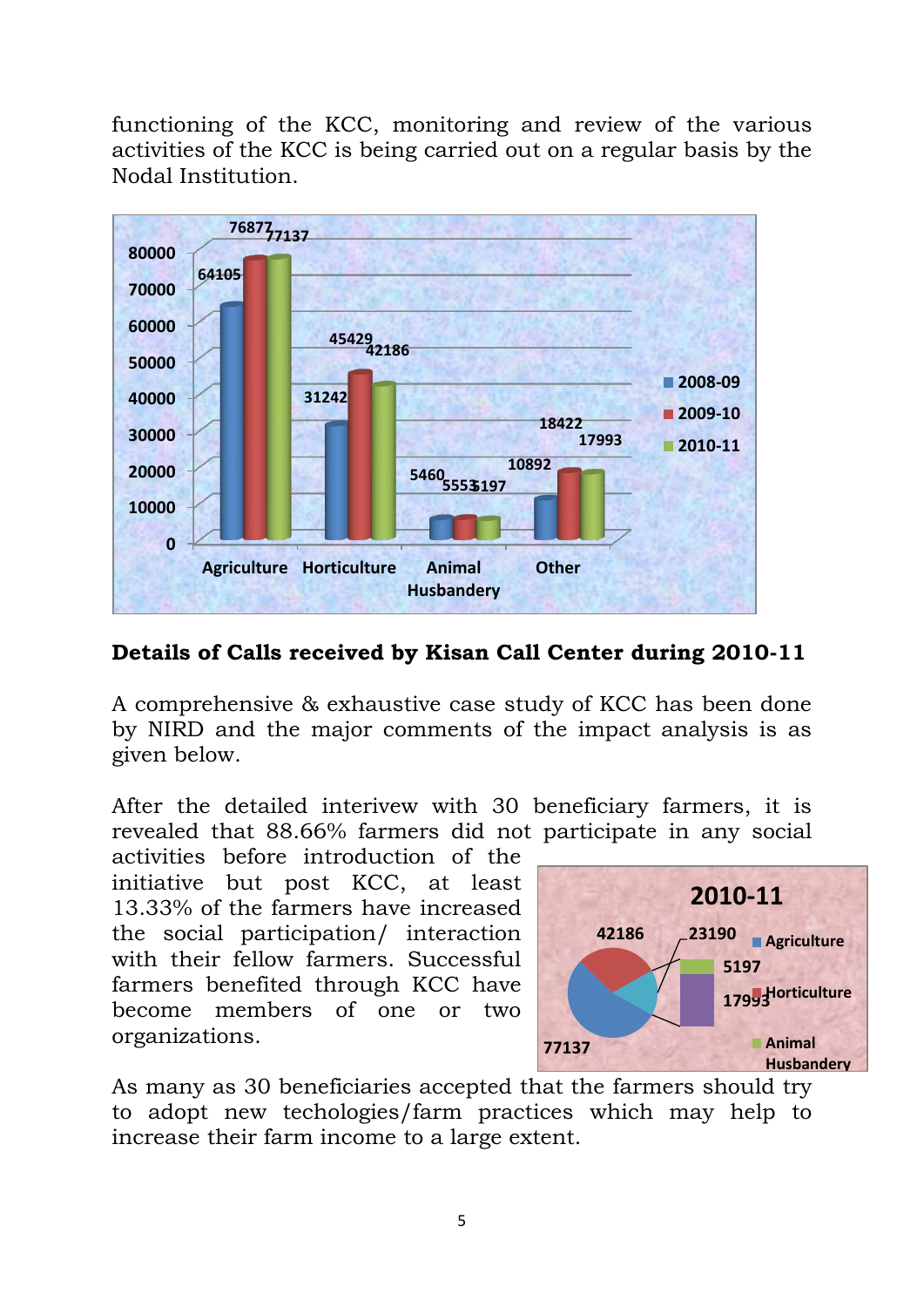functioning of the KCC, monitoring and review of the various activities of the KCC is being carried out on a regular basis by the Nodal Institution.

80000
70000
60000
50000
40000
30000
20000
10000
0

64105
76877
77137
31242
45429
42186
5460
5553
5197
10892
18422
17993

Agriculture
Horticulture
Animal Husbandery
Other

2008-09
2009-10
2010-11

**Details of Calls received by Kisan Call Center during 2010-11**

A comprehensive & exhaustive case study of KCC has been done by NIRD and the major comments of the impact analysis is as given below.

After the detailed interivew with 30 beneficiary farmers, it is revealed that 88.66% farmers did not participate in any social activities before introduction of the initiative but post KCC, at least 13.33% of the farmers have increased the social participation/ interaction with their fellow farmers. Successful farmers benefited through KCC have become members of one or two organizations.

2010-11

42186
23190
5197
17993
77137

Agriculture
Horticulture
Animal Husbandery

As many as 30 beneficiaries accepted that the farmers should try to adopt new techologies/farm practices which may help to increase their farm income to a large extent.